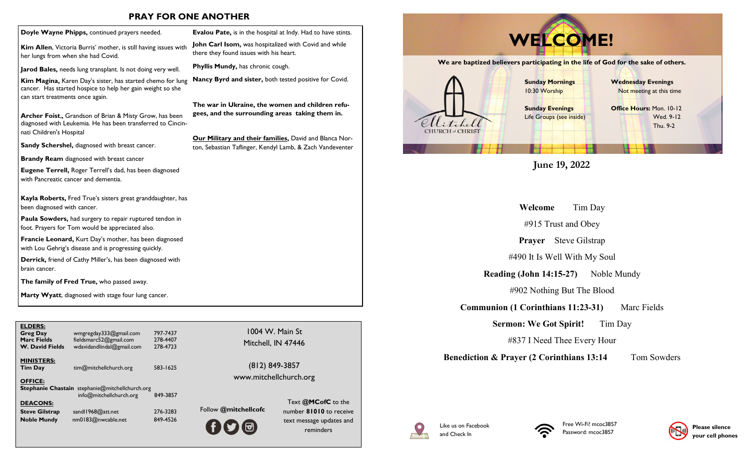## PRAY FOR ONE ANOTHER

**Doyle Wayne Phipps,** continued prayers needed.

**Kim Allen**, Victoria Burris' mother, is still having issues with her lungs from when she had Covid.

**Jarod Bales,** needs lung transplant. Is not doing very well.

**Kim Magina,** Karen Day's sister, has started chemo for lung cancer. Has started hospice to help her gain weight so she can start treatments once again.

**Archer Foist.,** Grandson of Brian & Misty Grow, has been diagnosed with Leukemia. He has been transferred to Cincinnati Children's Hospital

**Sandy Schershel,** diagnosed with breast cancer.

**Brandy Ream** diagnosed with breast cancer

**Eugene Terrell,** Roger Terrell's dad, has been diagnosed with Pancreatic cancer and dementia.

**Kayla Roberts,** Fred True's sisters great granddaughter, has been diagnosed with cancer.

**Paula Sowders,** had surgery to repair ruptured tendon in foot. Prayers for Tom would be appreciated also.

**Francie Leonard,** Kurt Day's mother, has been diagnosed with Lou Gehrig's disease and is progressing quickly.

**Derrick,** friend of Cathy Miller's, has been diagnosed with brain cancer.

**The family of Fred True,** who passed away.

**Marty Wyatt**, diagnosed with stage four lung cancer.

**Evalou Pate,** is in the hospital at Indy. Had to have stints.

**John Carl Isom,** was hospitalized with Covid and while there they found issues with his heart.

**Phyllis Mundy,** has chronic cough.

**Nancy Byrd and sister,** both tested positive for Covid.

**The war in Ukraine, the women and children refugees, and the surrounding areas taking them in.**

**Our Military and their families,** David and Blanca Norton, Sebastian Taflinger, Kendyl Lamb, & Zach Vandeventer

**ELDERS:**

| | | |
|---|---|---|
| **Greg Day** | wmgregday333@gmail.com | 797-7437 |
| **Marc Fields** | fieldsmarc52@gmail.com | 278-4407 |
| **W. David Fields** | wdavidandlindal@gmail.com | 278-4723 |

**MINISTERS:**

| | | |
|---|---|---|
| **Tim Day** | tim@mitchellchurch.org | 583-1625 |

**OFFICE:**

**Stephanie Chastain** stephanie@mitchellchurch.org
info@mitchellchurch.org 849-3857

**DEACONS:**

| | | |
|---|---|---|
| **Steve Gilstrap** | sandl1968@att.net | 276-3283 |
| **Noble Mundy** | nm0183@nwcable.net | 849-4526 |

1004 W. Main St
Mitchell, IN 47446

(812) 849-3857
www.mitchellchurch.org

Follow **@mitchellcofc**

Text **@MCofC** to the number **81010** to receive text message updates and reminders

# WELCOME!

**We are baptized believers participating in the life of God for the sake of others.**

Mitchell CHURCH of CHRIST

**Sunday Mornings**
10:30 Worship

**Sunday Evenings**
Life Groups (see inside)

**Wednesday Evenings**
Not meeting at this time

**Office Hours:** Mon. 10-12
Wed. 9-12
Thu. 9-2

**June 19, 2022**

**Welcome** Tim Day

#915 Trust and Obey

**Prayer** Steve Gilstrap

#490 It Is Well With My Soul

**Reading (John 14:15-27)** Noble Mundy

#902 Nothing But The Blood

**Communion (1 Corinthians 11:23-31)** Marc Fields

**Sermon: We Got Spirit!** Tim Day

#837 I Need Thee Every Hour

**Benediction & Prayer (2 Corinthians 13:14** Tom Sowders

Like us on Facebook and Check In

Free Wi-Fi! mcoc3857
Password: mcoc3857

**Please silence your cell phones**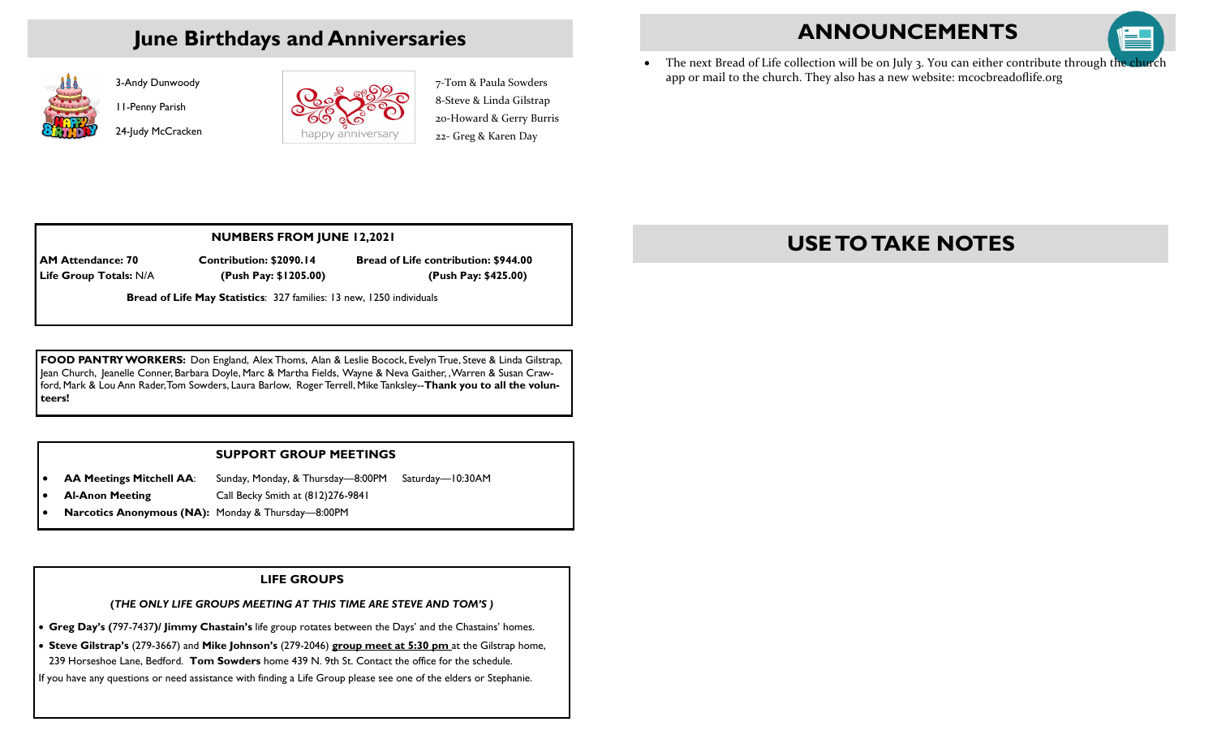## June Birthdays and Anniversaries

3-Andy Dunwoody

11-Penny Parish

24-Judy McCracken

7-Tom & Paula Sowders

8-Steve & Linda Gilstrap

20-Howard & Gerry Burris

22- Greg & Karen Day

**NUMBERS FROM JUNE 12,2021**

| | | |
|---|---|---|
| **AM Attendance: 70** | **Contribution: $2090.14** | **Bread of Life contribution: $944.00** |
| **Life Group Totals:** N/A | **(Push Pay: $1205.00)** | **(Push Pay: $425.00)** |

**Bread of Life May Statistics**: 327 families: 13 new, 1250 individuals

**FOOD PANTRY WORKERS:** Don England, Alex Thoms, Alan & Leslie Bocock, Evelyn True, Steve & Linda Gilstrap, Jean Church, Jeanelle Conner, Barbara Doyle, Marc & Martha Fields, Wayne & Neva Gaither, ,Warren & Susan Crawford, Mark & Lou Ann Rader, Tom Sowders, Laura Barlow, Roger Terrell, Mike Tanksley--**Thank you to all the volunteers!**

**SUPPORT GROUP MEETINGS**

- **AA Meetings Mitchell AA**: Sunday, Monday, & Thursday—8:00PM Saturday—10:30AM
- **Al-Anon Meeting** Call Becky Smith at (812)276-9841
- **Narcotics Anonymous (NA):** Monday & Thursday—8:00PM

**LIFE GROUPS**

**(*THE ONLY LIFE GROUPS MEETING AT THIS TIME ARE STEVE AND TOM'S* )**

- **Greg Day's (**797-7437**)/ Jimmy Chastain's** life group rotates between the Days' and the Chastains' homes.
- **Steve Gilstrap's** (279-3667) and **Mike Johnson's** (279-2046) **group meet at 5:30 pm** at the Gilstrap home, 239 Horseshoe Lane, Bedford. **Tom Sowders** home 439 N. 9th St. Contact the office for the schedule.

If you have any questions or need assistance with finding a Life Group please see one of the elders or Stephanie.

## ANNOUNCEMENTS

- The next Bread of Life collection will be on July 3. You can either contribute through the church app or mail to the church. They also has a new website: mcocbreadoflife.org

## USE TO TAKE NOTES